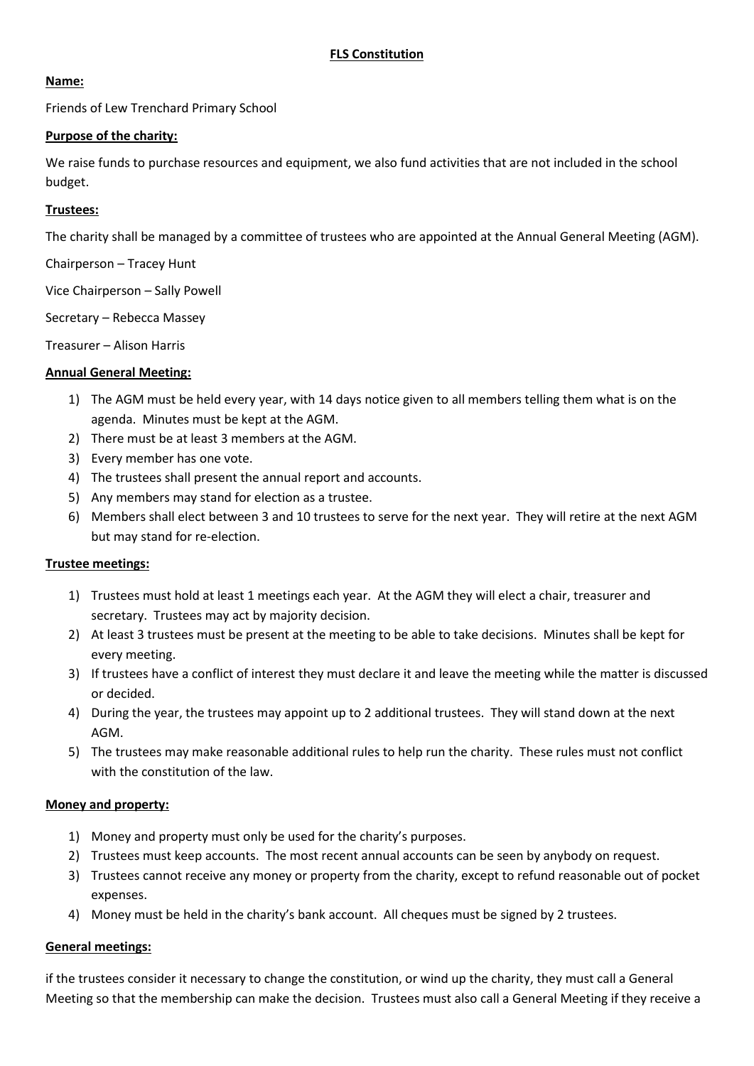# FLS Constitution

**Name:**

Friends of Lew Trenchard Primary School

**Purpose of the charity:**

We raise funds to purchase resources and equipment, we also fund activities that are not included in the school budget.

**Trustees:**

The charity shall be managed by a committee of trustees who are appointed at the Annual General Meeting (AGM).

Chairperson – Tracey Hunt

Vice Chairperson – Sally Powell

Secretary – Rebecca Massey

Treasurer – Alison Harris

**Annual General Meeting:**

1) The AGM must be held every year, with 14 days notice given to all members telling them what is on the agenda. Minutes must be kept at the AGM.
2) There must be at least 3 members at the AGM.
3) Every member has one vote.
4) The trustees shall present the annual report and accounts.
5) Any members may stand for election as a trustee.
6) Members shall elect between 3 and 10 trustees to serve for the next year. They will retire at the next AGM but may stand for re-election.

**Trustee meetings:**

1) Trustees must hold at least 1 meetings each year. At the AGM they will elect a chair, treasurer and secretary. Trustees may act by majority decision.
2) At least 3 trustees must be present at the meeting to be able to take decisions. Minutes shall be kept for every meeting.
3) If trustees have a conflict of interest they must declare it and leave the meeting while the matter is discussed or decided.
4) During the year, the trustees may appoint up to 2 additional trustees. They will stand down at the next AGM.
5) The trustees may make reasonable additional rules to help run the charity. These rules must not conflict with the constitution of the law.

**Money and property:**

1) Money and property must only be used for the charity's purposes.
2) Trustees must keep accounts. The most recent annual accounts can be seen by anybody on request.
3) Trustees cannot receive any money or property from the charity, except to refund reasonable out of pocket expenses.
4) Money must be held in the charity's bank account. All cheques must be signed by 2 trustees.

**General meetings:**

if the trustees consider it necessary to change the constitution, or wind up the charity, they must call a General Meeting so that the membership can make the decision. Trustees must also call a General Meeting if they receive a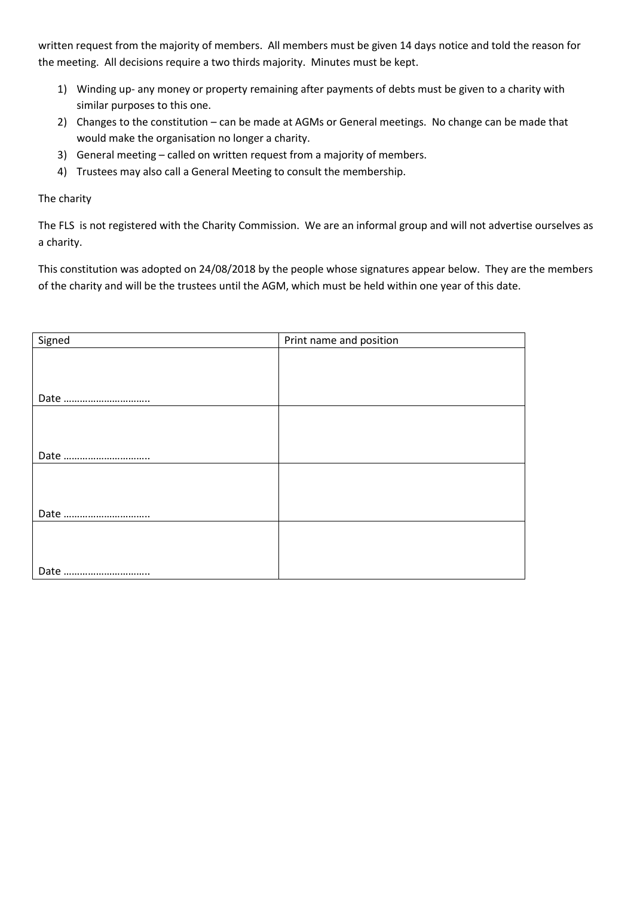written request from the majority of members. All members must be given 14 days notice and told the reason for the meeting. All decisions require a two thirds majority. Minutes must be kept.

1) Winding up- any money or property remaining after payments of debts must be given to a charity with similar purposes to this one.
2) Changes to the constitution – can be made at AGMs or General meetings. No change can be made that would make the organisation no longer a charity.
3) General meeting – called on written request from a majority of members.
4) Trustees may also call a General Meeting to consult the membership.

The charity

The FLS is not registered with the Charity Commission. We are an informal group and will not advertise ourselves as a charity.

This constitution was adopted on 24/08/2018 by the people whose signatures appear below. They are the members of the charity and will be the trustees until the AGM, which must be held within one year of this date.

| Signed | Print name and position |
|---|---|
| Date ………………………….. | |
| Date ………………………….. | |
| Date ………………………….. | |
| Date ………………………….. | |